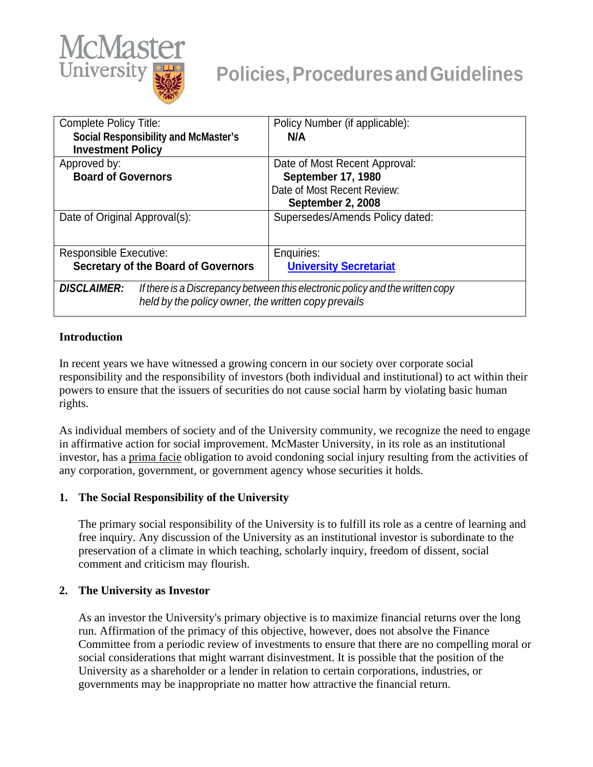McMaster University

# Policies, Procedures and Guidelines

| Complete Policy Title: **Social Responsibility and McMaster's Investment Policy** | Policy Number (if applicable): **N/A** |
|---|---|
| Approved by: **Board of Governors** | Date of Most Recent Approval: **September 17, 1980** Date of Most Recent Review: **September 2, 2008** |
| Date of Original Approval(s): | Supersedes/Amends Policy dated: |
| Responsible Executive: **Secretary of the Board of Governors** | Enquiries: **University Secretariat** |
| ***DISCLAIMER:*** *If there is a Discrepancy between this electronic policy and the written copy held by the policy owner, the written copy prevails* | |

## Introduction

In recent years we have witnessed a growing concern in our society over corporate social responsibility and the responsibility of investors (both individual and institutional) to act within their powers to ensure that the issuers of securities do not cause social harm by violating basic human rights.

As individual members of society and of the University community, we recognize the need to engage in affirmative action for social improvement. McMaster University, in its role as an institutional investor, has a prima facie obligation to avoid condoning social injury resulting from the activities of any corporation, government, or government agency whose securities it holds.

## 1. The Social Responsibility of the University

The primary social responsibility of the University is to fulfill its role as a centre of learning and free inquiry. Any discussion of the University as an institutional investor is subordinate to the preservation of a climate in which teaching, scholarly inquiry, freedom of dissent, social comment and criticism may flourish.

## 2. The University as Investor

As an investor the University's primary objective is to maximize financial returns over the long run. Affirmation of the primacy of this objective, however, does not absolve the Finance Committee from a periodic review of investments to ensure that there are no compelling moral or social considerations that might warrant disinvestment. It is possible that the position of the University as a shareholder or a lender in relation to certain corporations, industries, or governments may be inappropriate no matter how attractive the financial return.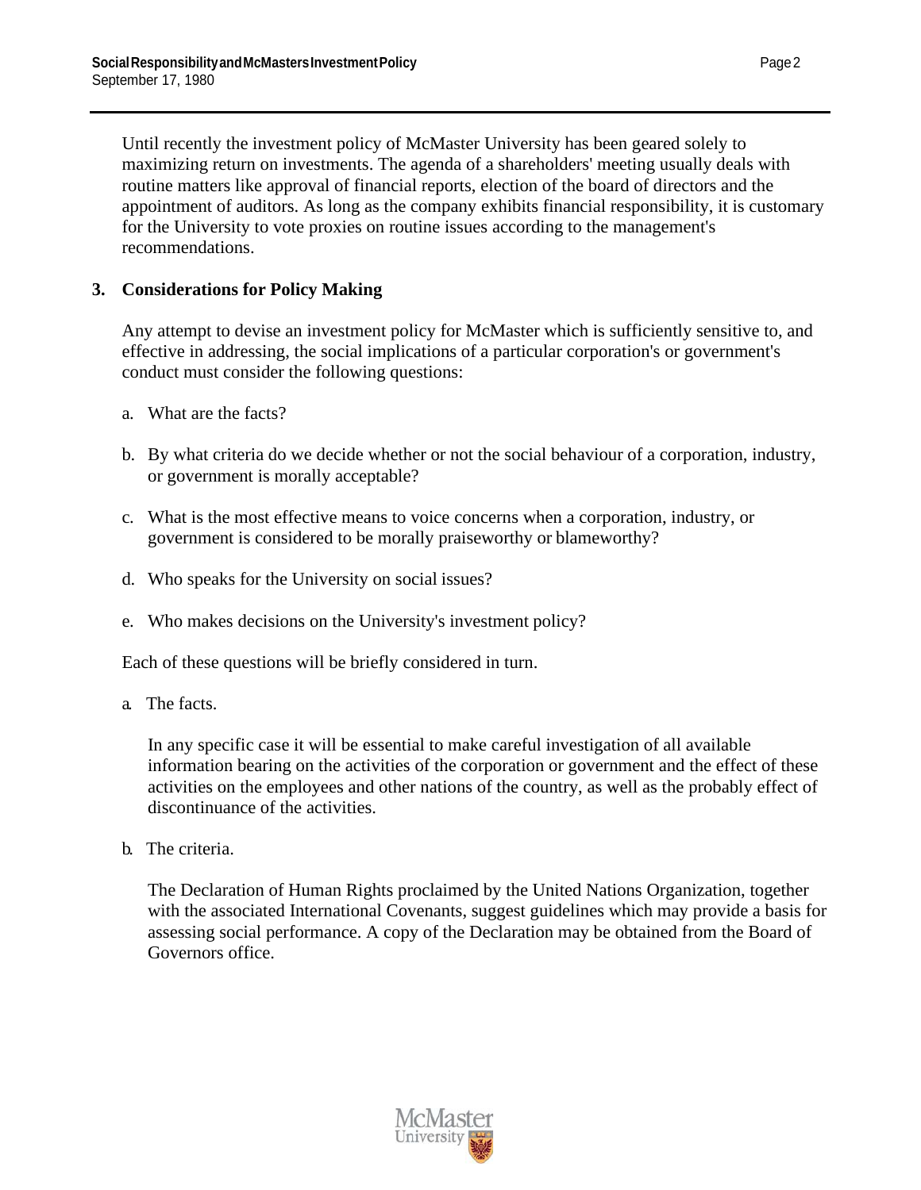Until recently the investment policy of McMaster University has been geared solely to maximizing return on investments. The agenda of a shareholders' meeting usually deals with routine matters like approval of financial reports, election of the board of directors and the appointment of auditors. As long as the company exhibits financial responsibility, it is customary for the University to vote proxies on routine issues according to the management's recommendations.

## 3. Considerations for Policy Making

Any attempt to devise an investment policy for McMaster which is sufficiently sensitive to, and effective in addressing, the social implications of a particular corporation's or government's conduct must consider the following questions:

a. What are the facts?

b. By what criteria do we decide whether or not the social behaviour of a corporation, industry, or government is morally acceptable?

c. What is the most effective means to voice concerns when a corporation, industry, or government is considered to be morally praiseworthy or blameworthy?

d. Who speaks for the University on social issues?

e. Who makes decisions on the University's investment policy?

Each of these questions will be briefly considered in turn.

a. The facts.

In any specific case it will be essential to make careful investigation of all available information bearing on the activities of the corporation or government and the effect of these activities on the employees and other nations of the country, as well as the probably effect of discontinuance of the activities.

b. The criteria.

The Declaration of Human Rights proclaimed by the United Nations Organization, together with the associated International Covenants, suggest guidelines which may provide a basis for assessing social performance. A copy of the Declaration may be obtained from the Board of Governors office.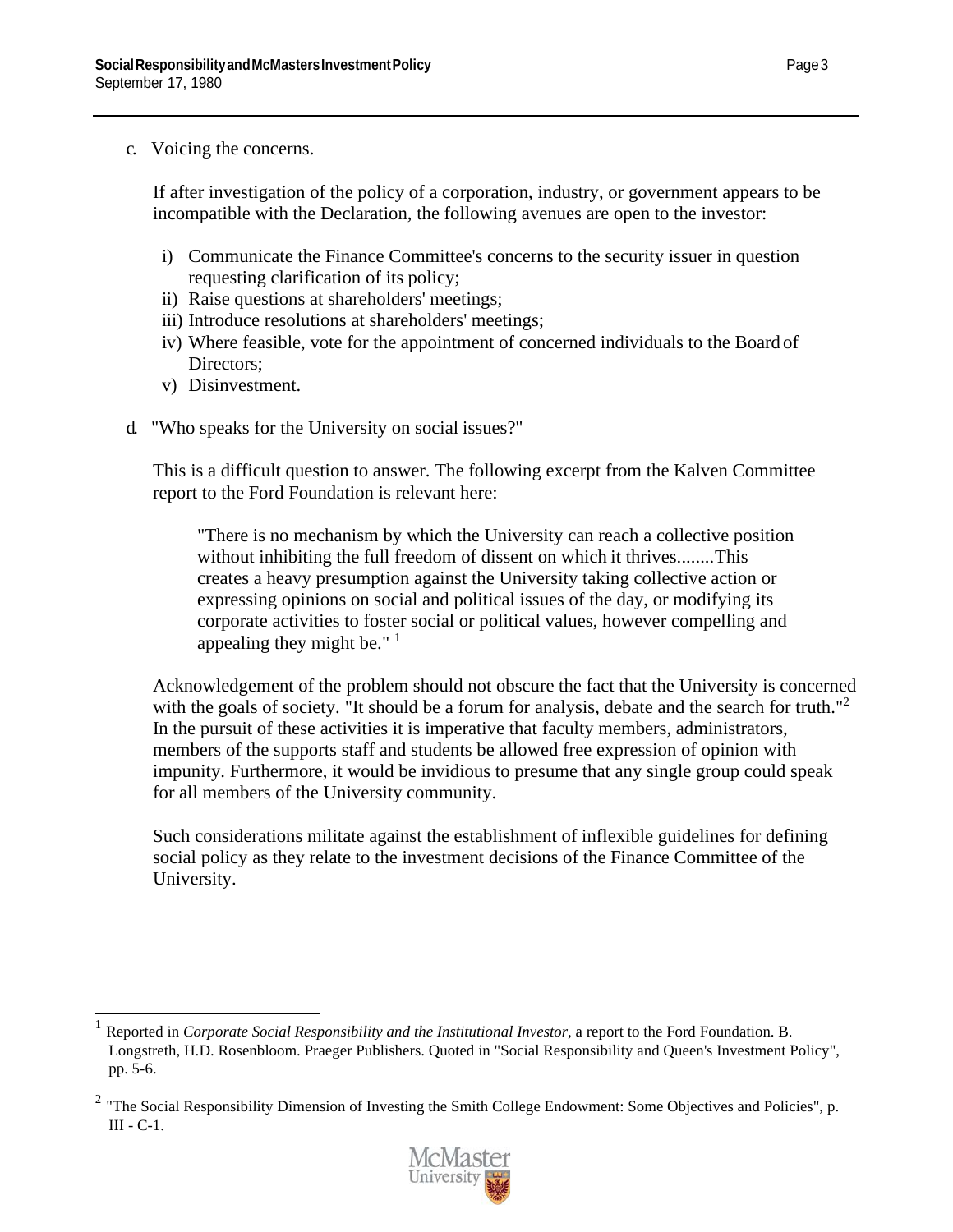c. Voicing the concerns.

If after investigation of the policy of a corporation, industry, or government appears to be incompatible with the Declaration, the following avenues are open to the investor:

i) Communicate the Finance Committee's concerns to the security issuer in question requesting clarification of its policy;
ii) Raise questions at shareholders' meetings;
iii) Introduce resolutions at shareholders' meetings;
iv) Where feasible, vote for the appointment of concerned individuals to the Board of Directors;
v) Disinvestment.

d. "Who speaks for the University on social issues?"

This is a difficult question to answer. The following excerpt from the Kalven Committee report to the Ford Foundation is relevant here:

> "There is no mechanism by which the University can reach a collective position without inhibiting the full freedom of dissent on which it thrives........This creates a heavy presumption against the University taking collective action or expressing opinions on social and political issues of the day, or modifying its corporate activities to foster social or political values, however compelling and appealing they might be." [1]

Acknowledgement of the problem should not obscure the fact that the University is concerned with the goals of society. "It should be a forum for analysis, debate and the search for truth."[2] In the pursuit of these activities it is imperative that faculty members, administrators, members of the supports staff and students be allowed free expression of opinion with impunity. Furthermore, it would be invidious to presume that any single group could speak for all members of the University community.

Such considerations militate against the establishment of inflexible guidelines for defining social policy as they relate to the investment decisions of the Finance Committee of the University.

---

[1] Reported in *Corporate Social Responsibility and the Institutional Investor*, a report to the Ford Foundation. B. Longstreth, H.D. Rosenbloom. Praeger Publishers. Quoted in "Social Responsibility and Queen's Investment Policy", pp. 5-6.

[2] "The Social Responsibility Dimension of Investing the Smith College Endowment: Some Objectives and Policies", p. III - C-1.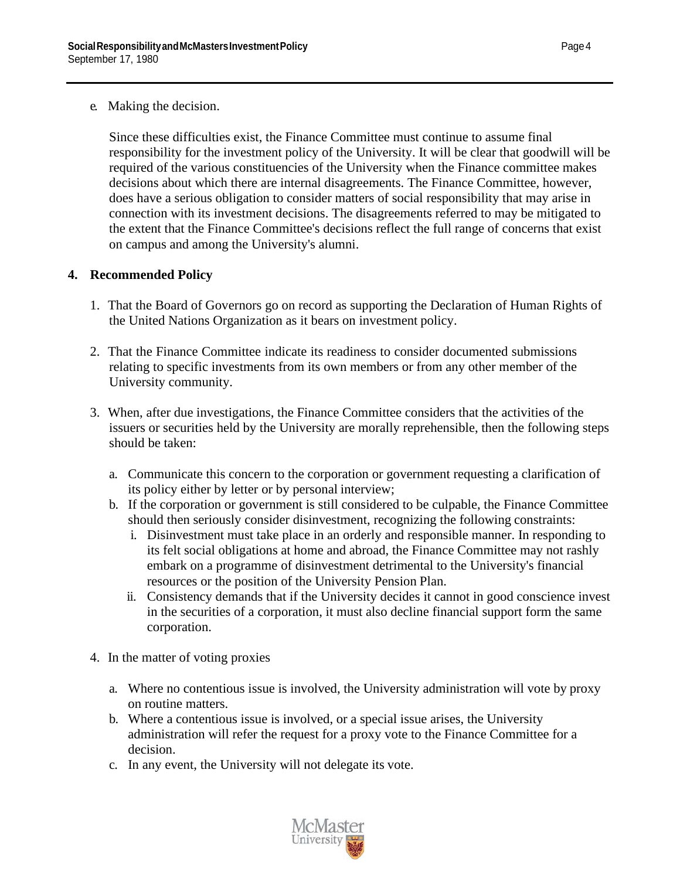e. Making the decision.

Since these difficulties exist, the Finance Committee must continue to assume final responsibility for the investment policy of the University. It will be clear that goodwill will be required of the various constituencies of the University when the Finance committee makes decisions about which there are internal disagreements. The Finance Committee, however, does have a serious obligation to consider matters of social responsibility that may arise in connection with its investment decisions. The disagreements referred to may be mitigated to the extent that the Finance Committee's decisions reflect the full range of concerns that exist on campus and among the University's alumni.

## 4. Recommended Policy

1. That the Board of Governors go on record as supporting the Declaration of Human Rights of the United Nations Organization as it bears on investment policy.

2. That the Finance Committee indicate its readiness to consider documented submissions relating to specific investments from its own members or from any other member of the University community.

3. When, after due investigations, the Finance Committee considers that the activities of the issuers or securities held by the University are morally reprehensible, then the following steps should be taken:

   a. Communicate this concern to the corporation or government requesting a clarification of its policy either by letter or by personal interview;
   b. If the corporation or government is still considered to be culpable, the Finance Committee should then seriously consider disinvestment, recognizing the following constraints:
      i. Disinvestment must take place in an orderly and responsible manner. In responding to its felt social obligations at home and abroad, the Finance Committee may not rashly embark on a programme of disinvestment detrimental to the University's financial resources or the position of the University Pension Plan.
      ii. Consistency demands that if the University decides it cannot in good conscience invest in the securities of a corporation, it must also decline financial support form the same corporation.

4. In the matter of voting proxies

   a. Where no contentious issue is involved, the University administration will vote by proxy on routine matters.
   b. Where a contentious issue is involved, or a special issue arises, the University administration will refer the request for a proxy vote to the Finance Committee for a decision.
   c. In any event, the University will not delegate its vote.